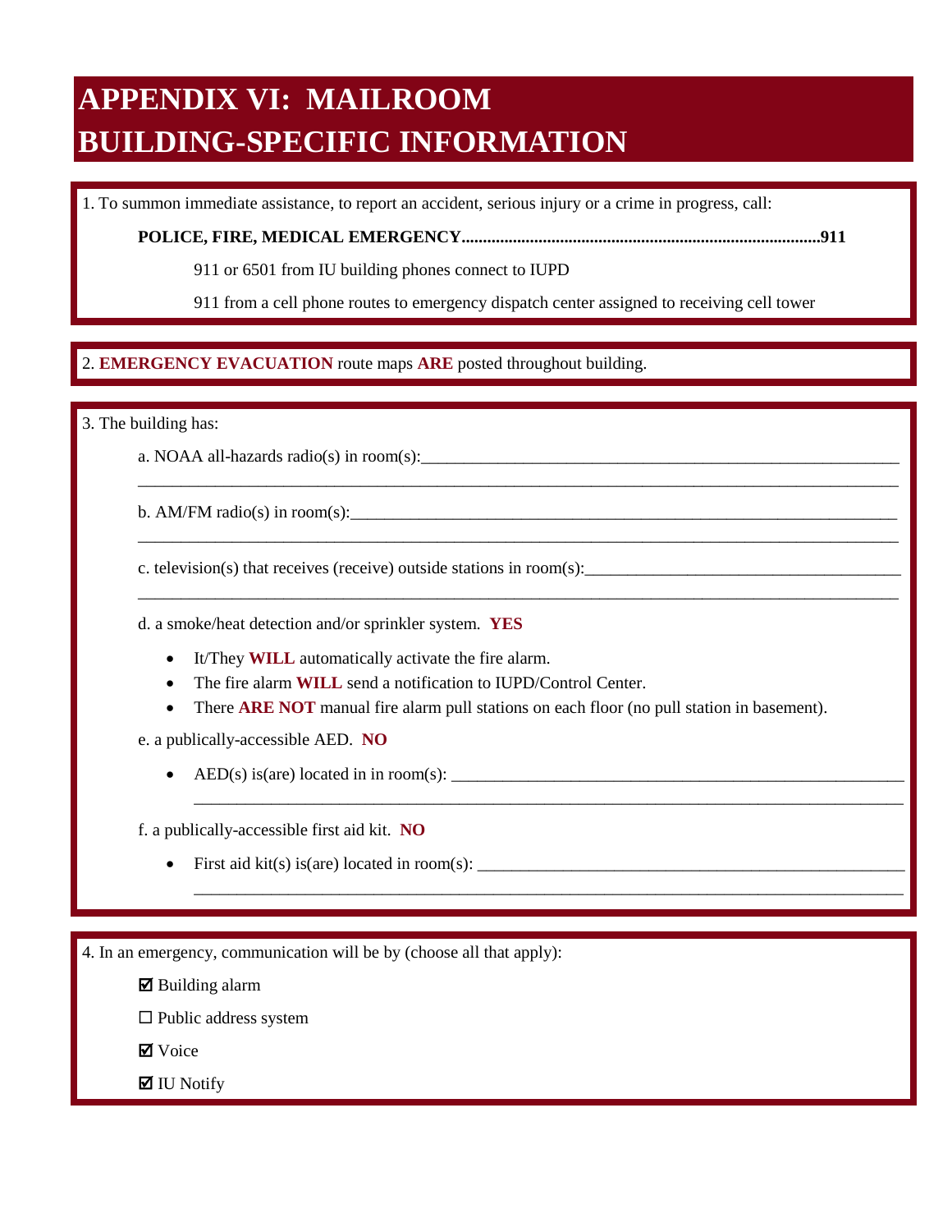# APPENDIX VI: MAILROOM BUILDING-SPECIFIC INFORMATION

1. To summon immediate assistance, to report an accident, serious injury or a crime in progress, call:

**POLICE, FIRE, MEDICAL EMERGENCY.....................................................................................911**

911 or 6501 from IU building phones connect to IUPD

911 from a cell phone routes to emergency dispatch center assigned to receiving cell tower

2. **EMERGENCY EVACUATION** route maps **ARE** posted throughout building.

3. The building has:

a. NOAA all-hazards radio(s) in room(s):____________________________________________________________
______________________________________________________________________________________________

b. AM/FM radio(s) in room(s):____________________________________________________________________
______________________________________________________________________________________________

c. television(s) that receives (receive) outside stations in room(s):______________________________________
______________________________________________________________________________________________

d. a smoke/heat detection and/or sprinkler system. **YES**

- It/They **WILL** automatically activate the fire alarm.
- The fire alarm **WILL** send a notification to IUPD/Control Center.
- There **ARE NOT** manual fire alarm pull stations on each floor (no pull station in basement).

e. a publically-accessible AED. **NO**

- AED(s) is(are) located in in room(s): ____________________________________________________
  ________________________________________________________________________________

f. a publically-accessible first aid kit. **NO**

- First aid kit(s) is(are) located in room(s): ________________________________________________
  ________________________________________________________________________________

4. In an emergency, communication will be by (choose all that apply):

☑ Building alarm

☐ Public address system

☑ Voice

☑ IU Notify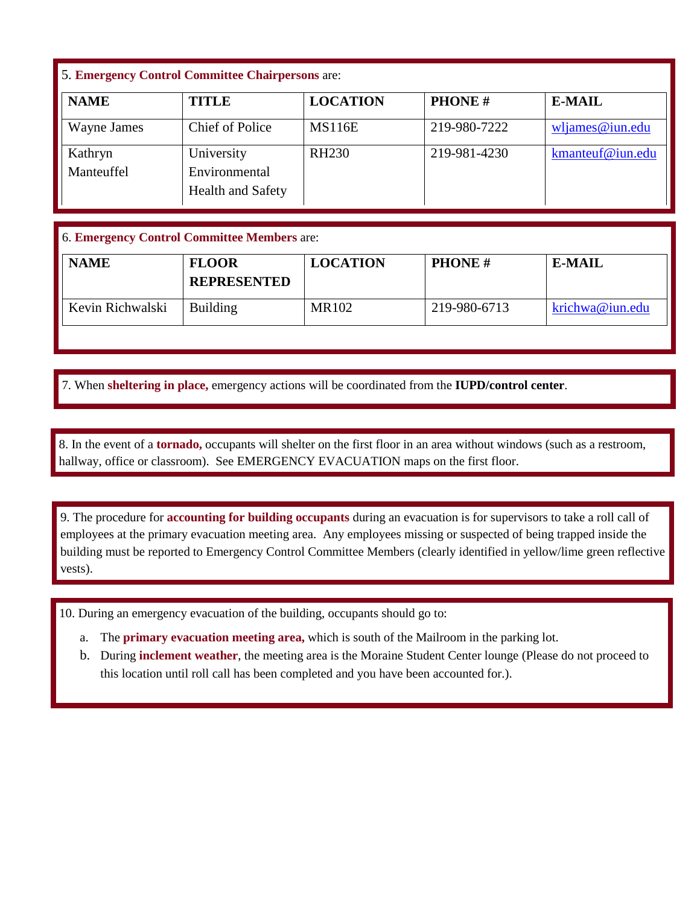5. **Emergency Control Committee Chairpersons** are:

| NAME | TITLE | LOCATION | PHONE # | E-MAIL |
|---|---|---|---|---|
| Wayne James | Chief of Police | MS116E | 219-980-7222 | wljames@iun.edu |
| Kathryn Manteuffel | University Environmental Health and Safety | RH230 | 219-981-4230 | kmanteuf@iun.edu |

6. **Emergency Control Committee Members** are:

| NAME | FLOOR REPRESENTED | LOCATION | PHONE # | E-MAIL |
|---|---|---|---|---|
| Kevin Richwalski | Building | MR102 | 219-980-6713 | krichwa@iun.edu |

7. When **sheltering in place,** emergency actions will be coordinated from the **IUPD/control center**.

8. In the event of a **tornado,** occupants will shelter on the first floor in an area without windows (such as a restroom, hallway, office or classroom). See EMERGENCY EVACUATION maps on the first floor.

9. The procedure for **accounting for building occupants** during an evacuation is for supervisors to take a roll call of employees at the primary evacuation meeting area. Any employees missing or suspected of being trapped inside the building must be reported to Emergency Control Committee Members (clearly identified in yellow/lime green reflective vests).

10. During an emergency evacuation of the building, occupants should go to:

a. The **primary evacuation meeting area,** which is south of the Mailroom in the parking lot.
b. During **inclement weather**, the meeting area is the Moraine Student Center lounge (Please do not proceed to this location until roll call has been completed and you have been accounted for.).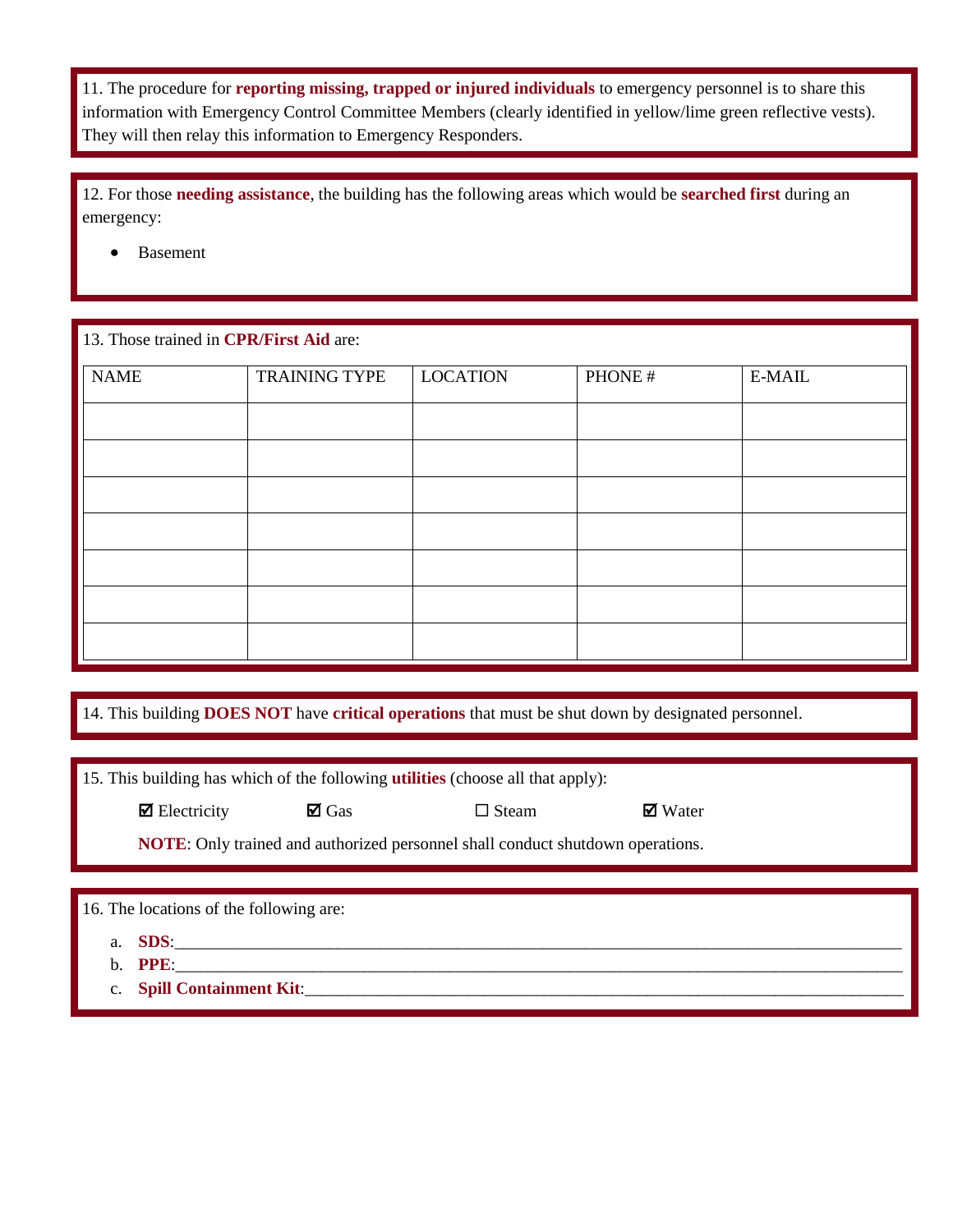11. The procedure for **reporting missing, trapped or injured individuals** to emergency personnel is to share this information with Emergency Control Committee Members (clearly identified in yellow/lime green reflective vests). They will then relay this information to Emergency Responders.

12. For those **needing assistance**, the building has the following areas which would be **searched first** during an emergency:

- Basement

13. Those trained in **CPR/First Aid** are:

| NAME | TRAINING TYPE | LOCATION | PHONE # | E-MAIL |
|---|---|---|---|---|
| | | | | |
| | | | | |
| | | | | |
| | | | | |
| | | | | |
| | | | | |
| | | | | |

14. This building **DOES NOT** have **critical operations** that must be shut down by designated personnel.

15. This building has which of the following **utilities** (choose all that apply):

☑ Electricity ☑ Gas ☐ Steam ☑ Water

**NOTE**: Only trained and authorized personnel shall conduct shutdown operations.

16. The locations of the following are:

a. **SDS**:\_\_\_\_\_\_\_\_\_\_\_\_\_\_\_\_\_\_\_\_\_\_\_\_\_\_\_\_\_\_\_\_\_\_\_\_\_\_\_\_

b. **PPE**:\_\_\_\_\_\_\_\_\_\_\_\_\_\_\_\_\_\_\_\_\_\_\_\_\_\_\_\_\_\_\_\_\_\_\_\_\_\_\_\_

c. **Spill Containment Kit**:\_\_\_\_\_\_\_\_\_\_\_\_\_\_\_\_\_\_\_\_\_\_\_\_\_\_\_\_\_\_\_\_\_\_